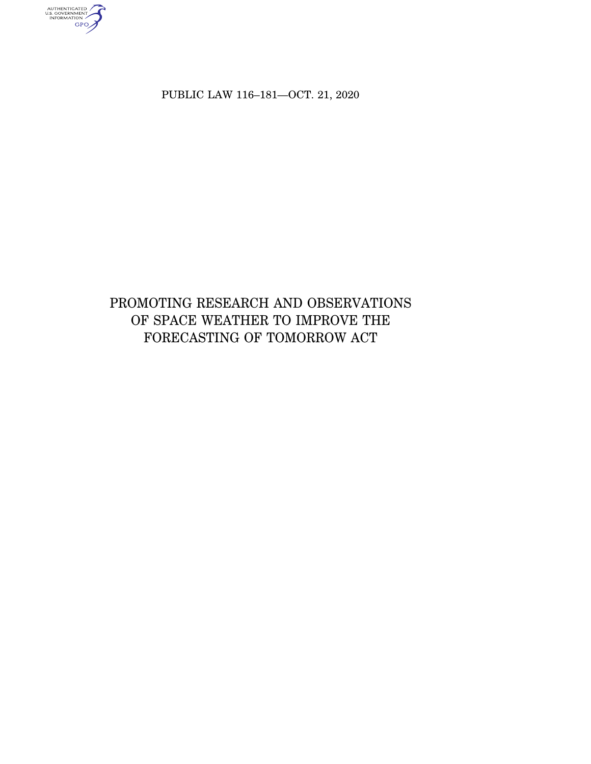PUBLIC LAW 116–181—OCT. 21, 2020

# PROMOTING RESEARCH AND OBSERVATIONS OF SPACE WEATHER TO IMPROVE THE FORECASTING OF TOMORROW ACT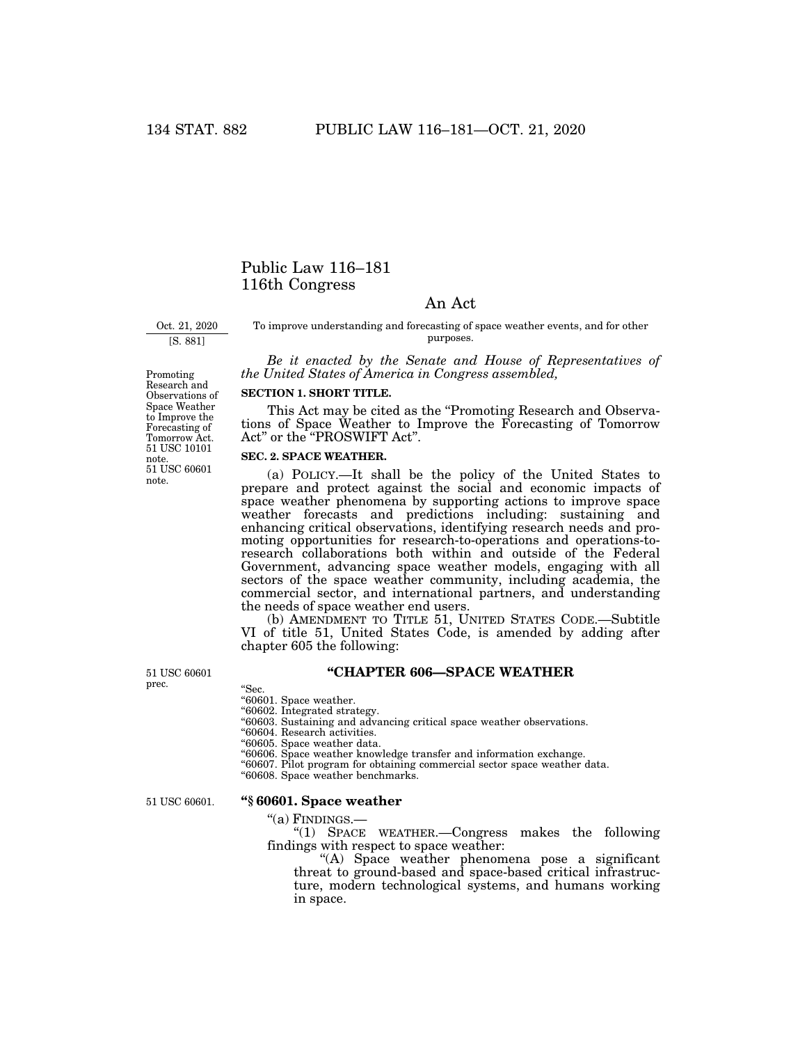# Public Law 116–181
# 116th Congress

## An Act

Oct. 21, 2020

[S. 881]

To improve understanding and forecasting of space weather events, and for other purposes.

*Be it enacted by the Senate and House of Representatives of the United States of America in Congress assembled,*

Promoting Research and Observations of Space Weather to Improve the Forecasting of Tomorrow Act. 51 USC 10101 note. 51 USC 60601 note.

**SECTION 1. SHORT TITLE.**

This Act may be cited as the "Promoting Research and Observations of Space Weather to Improve the Forecasting of Tomorrow Act" or the "PROSWIFT Act".

**SEC. 2. SPACE WEATHER.**

(a) POLICY.—It shall be the policy of the United States to prepare and protect against the social and economic impacts of space weather phenomena by supporting actions to improve space weather forecasts and predictions including: sustaining and enhancing critical observations, identifying research needs and promoting opportunities for research-to-operations and operations-to-research collaborations both within and outside of the Federal Government, advancing space weather models, engaging with all sectors of the space weather community, including academia, the commercial sector, and international partners, and understanding the needs of space weather end users.

(b) AMENDMENT TO TITLE 51, UNITED STATES CODE.—Subtitle VI of title 51, United States Code, is amended by adding after chapter 605 the following:

51 USC 60601 prec.

## "CHAPTER 606—SPACE WEATHER

"Sec.
"60601. Space weather.
"60602. Integrated strategy.
"60603. Sustaining and advancing critical space weather observations.
"60604. Research activities.
"60605. Space weather data.
"60606. Space weather knowledge transfer and information exchange.
"60607. Pilot program for obtaining commercial sector space weather data.
"60608. Space weather benchmarks.

51 USC 60601.

### "§ 60601. Space weather

"(a) FINDINGS.—

"(1) SPACE WEATHER.—Congress makes the following findings with respect to space weather:

"(A) Space weather phenomena pose a significant threat to ground-based and space-based critical infrastructure, modern technological systems, and humans working in space.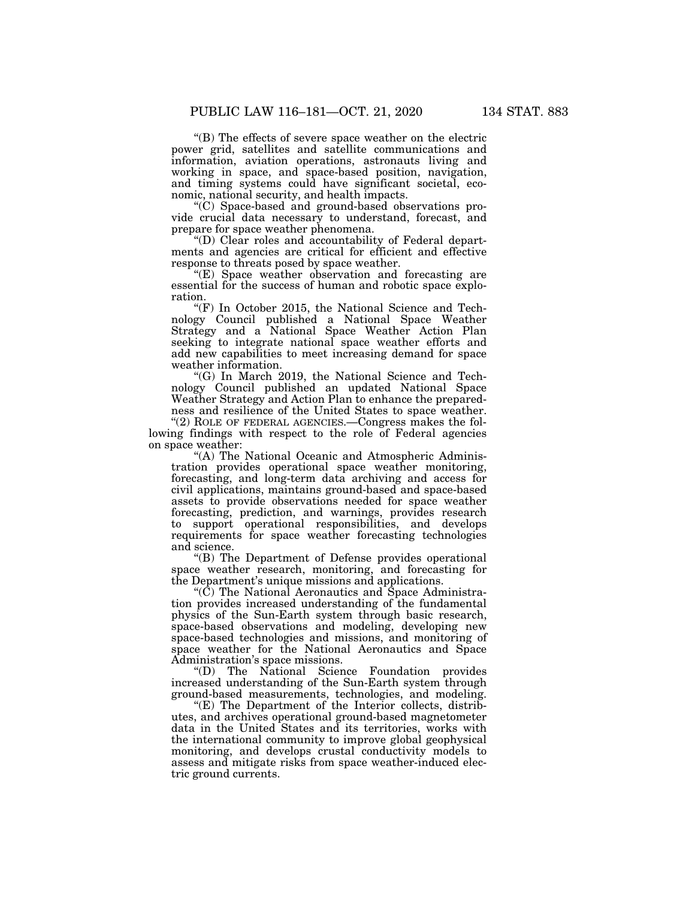"(B) The effects of severe space weather on the electric power grid, satellites and satellite communications and information, aviation operations, astronauts living and working in space, and space-based position, navigation, and timing systems could have significant societal, economic, national security, and health impacts.

"(C) Space-based and ground-based observations provide crucial data necessary to understand, forecast, and prepare for space weather phenomena.

"(D) Clear roles and accountability of Federal departments and agencies are critical for efficient and effective response to threats posed by space weather.

"(E) Space weather observation and forecasting are essential for the success of human and robotic space exploration.

"(F) In October 2015, the National Science and Technology Council published a National Space Weather Strategy and a National Space Weather Action Plan seeking to integrate national space weather efforts and add new capabilities to meet increasing demand for space weather information.

"(G) In March 2019, the National Science and Technology Council published an updated National Space Weather Strategy and Action Plan to enhance the preparedness and resilience of the United States to space weather.

"(2) ROLE OF FEDERAL AGENCIES.—Congress makes the following findings with respect to the role of Federal agencies on space weather:

"(A) The National Oceanic and Atmospheric Administration provides operational space weather monitoring, forecasting, and long-term data archiving and access for civil applications, maintains ground-based and space-based assets to provide observations needed for space weather forecasting, prediction, and warnings, provides research to support operational responsibilities, and develops requirements for space weather forecasting technologies and science.

"(B) The Department of Defense provides operational space weather research, monitoring, and forecasting for the Department's unique missions and applications.

"(C) The National Aeronautics and Space Administration provides increased understanding of the fundamental physics of the Sun-Earth system through basic research, space-based observations and modeling, developing new space-based technologies and missions, and monitoring of space weather for the National Aeronautics and Space Administration's space missions.

"(D) The National Science Foundation provides increased understanding of the Sun-Earth system through ground-based measurements, technologies, and modeling.

"(E) The Department of the Interior collects, distributes, and archives operational ground-based magnetometer data in the United States and its territories, works with the international community to improve global geophysical monitoring, and develops crustal conductivity models to assess and mitigate risks from space weather-induced electric ground currents.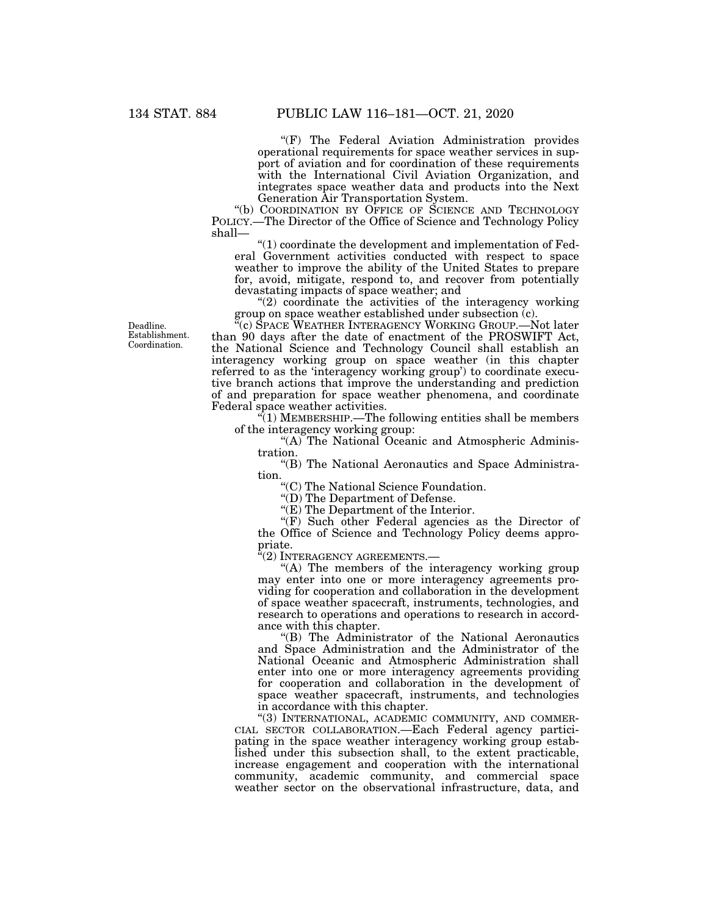"(F) The Federal Aviation Administration provides operational requirements for space weather services in support of aviation and for coordination of these requirements with the International Civil Aviation Organization, and integrates space weather data and products into the Next Generation Air Transportation System.

"(b) COORDINATION BY OFFICE OF SCIENCE AND TECHNOLOGY POLICY.—The Director of the Office of Science and Technology Policy shall—

"(1) coordinate the development and implementation of Federal Government activities conducted with respect to space weather to improve the ability of the United States to prepare for, avoid, mitigate, respond to, and recover from potentially devastating impacts of space weather; and

"(2) coordinate the activities of the interagency working group on space weather established under subsection (c).

Deadline.
Establishment.
Coordination.

"(c) SPACE WEATHER INTERAGENCY WORKING GROUP.—Not later than 90 days after the date of enactment of the PROSWIFT Act, the National Science and Technology Council shall establish an interagency working group on space weather (in this chapter referred to as the 'interagency working group') to coordinate executive branch actions that improve the understanding and prediction of and preparation for space weather phenomena, and coordinate Federal space weather activities.

"(1) MEMBERSHIP.—The following entities shall be members of the interagency working group:

"(A) The National Oceanic and Atmospheric Administration.

"(B) The National Aeronautics and Space Administration.

"(C) The National Science Foundation.

"(D) The Department of Defense.

"(E) The Department of the Interior.

"(F) Such other Federal agencies as the Director of the Office of Science and Technology Policy deems appropriate.

"(2) INTERAGENCY AGREEMENTS.—

"(A) The members of the interagency working group may enter into one or more interagency agreements providing for cooperation and collaboration in the development of space weather spacecraft, instruments, technologies, and research to operations and operations to research in accordance with this chapter.

"(B) The Administrator of the National Aeronautics and Space Administration and the Administrator of the National Oceanic and Atmospheric Administration shall enter into one or more interagency agreements providing for cooperation and collaboration in the development of space weather spacecraft, instruments, and technologies in accordance with this chapter.

"(3) INTERNATIONAL, ACADEMIC COMMUNITY, AND COMMERCIAL SECTOR COLLABORATION.—Each Federal agency participating in the space weather interagency working group established under this subsection shall, to the extent practicable, increase engagement and cooperation with the international community, academic community, and commercial space weather sector on the observational infrastructure, data, and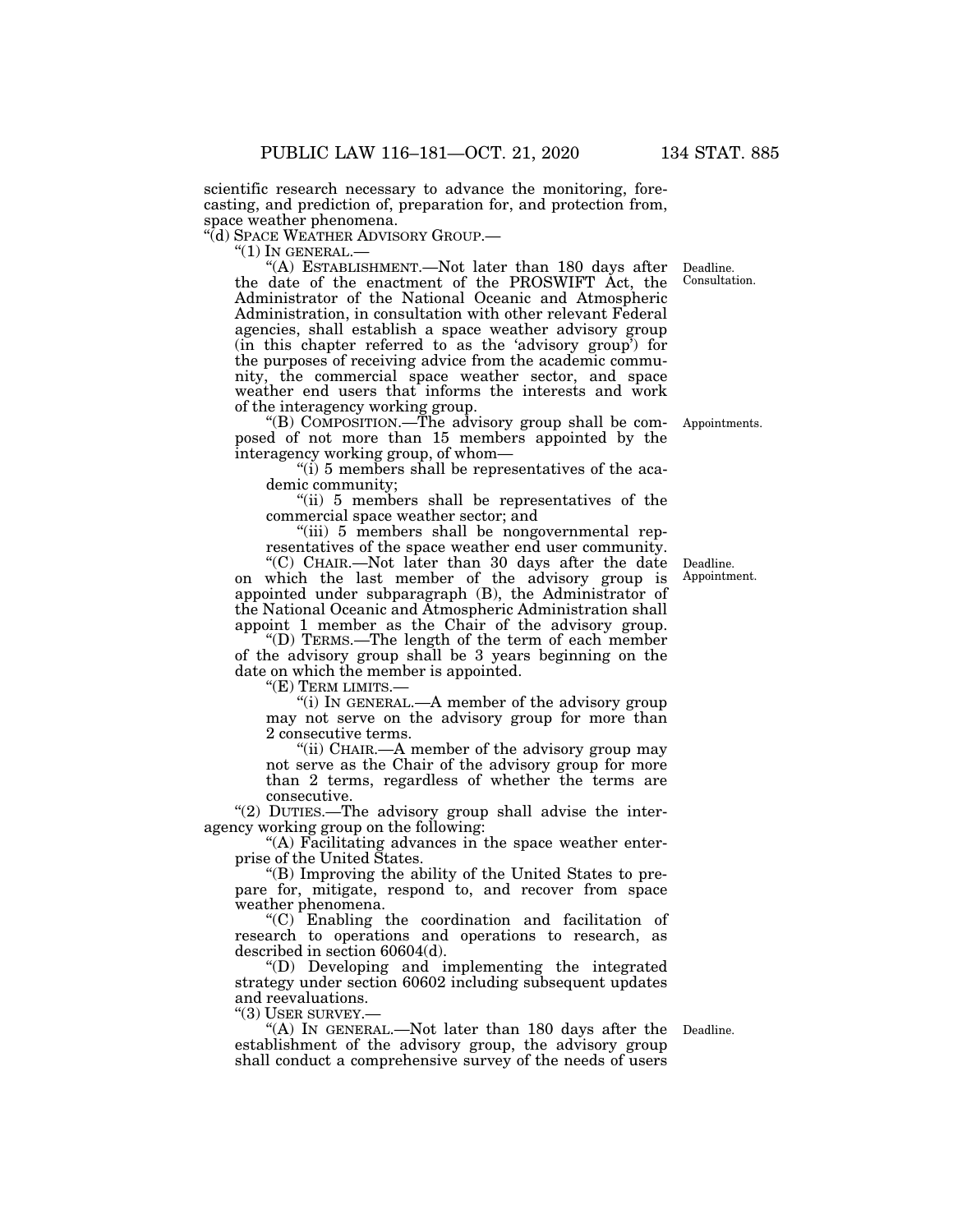scientific research necessary to advance the monitoring, forecasting, and prediction of, preparation for, and protection from, space weather phenomena.

"(d) SPACE WEATHER ADVISORY GROUP.—

"(1) IN GENERAL.—

"(A) ESTABLISHMENT.—Not later than 180 days after the date of the enactment of the PROSWIFT Act, the Administrator of the National Oceanic and Atmospheric Administration, in consultation with other relevant Federal agencies, shall establish a space weather advisory group (in this chapter referred to as the 'advisory group') for the purposes of receiving advice from the academic community, the commercial space weather sector, and space weather end users that informs the interests and work of the interagency working group.

Deadline. Consultation.

"(B) COMPOSITION.—The advisory group shall be composed of not more than 15 members appointed by the interagency working group, of whom—

Appointments.

"(i) 5 members shall be representatives of the academic community;

"(ii) 5 members shall be representatives of the commercial space weather sector; and

"(iii) 5 members shall be nongovernmental representatives of the space weather end user community.

"(C) CHAIR.—Not later than 30 days after the date on which the last member of the advisory group is appointed under subparagraph (B), the Administrator of the National Oceanic and Atmospheric Administration shall appoint 1 member as the Chair of the advisory group.

Deadline. Appointment.

"(D) TERMS.—The length of the term of each member of the advisory group shall be 3 years beginning on the date on which the member is appointed.

"(E) TERM LIMITS.—

"(i) IN GENERAL.—A member of the advisory group may not serve on the advisory group for more than 2 consecutive terms.

"(ii) CHAIR.—A member of the advisory group may not serve as the Chair of the advisory group for more than 2 terms, regardless of whether the terms are consecutive.

"(2) DUTIES.—The advisory group shall advise the interagency working group on the following:

"(A) Facilitating advances in the space weather enterprise of the United States.

"(B) Improving the ability of the United States to prepare for, mitigate, respond to, and recover from space weather phenomena.

"(C) Enabling the coordination and facilitation of research to operations and operations to research, as described in section 60604(d).

"(D) Developing and implementing the integrated strategy under section 60602 including subsequent updates and reevaluations.

"(3) USER SURVEY.—

"(A) IN GENERAL.—Not later than 180 days after the establishment of the advisory group, the advisory group shall conduct a comprehensive survey of the needs of users

Deadline.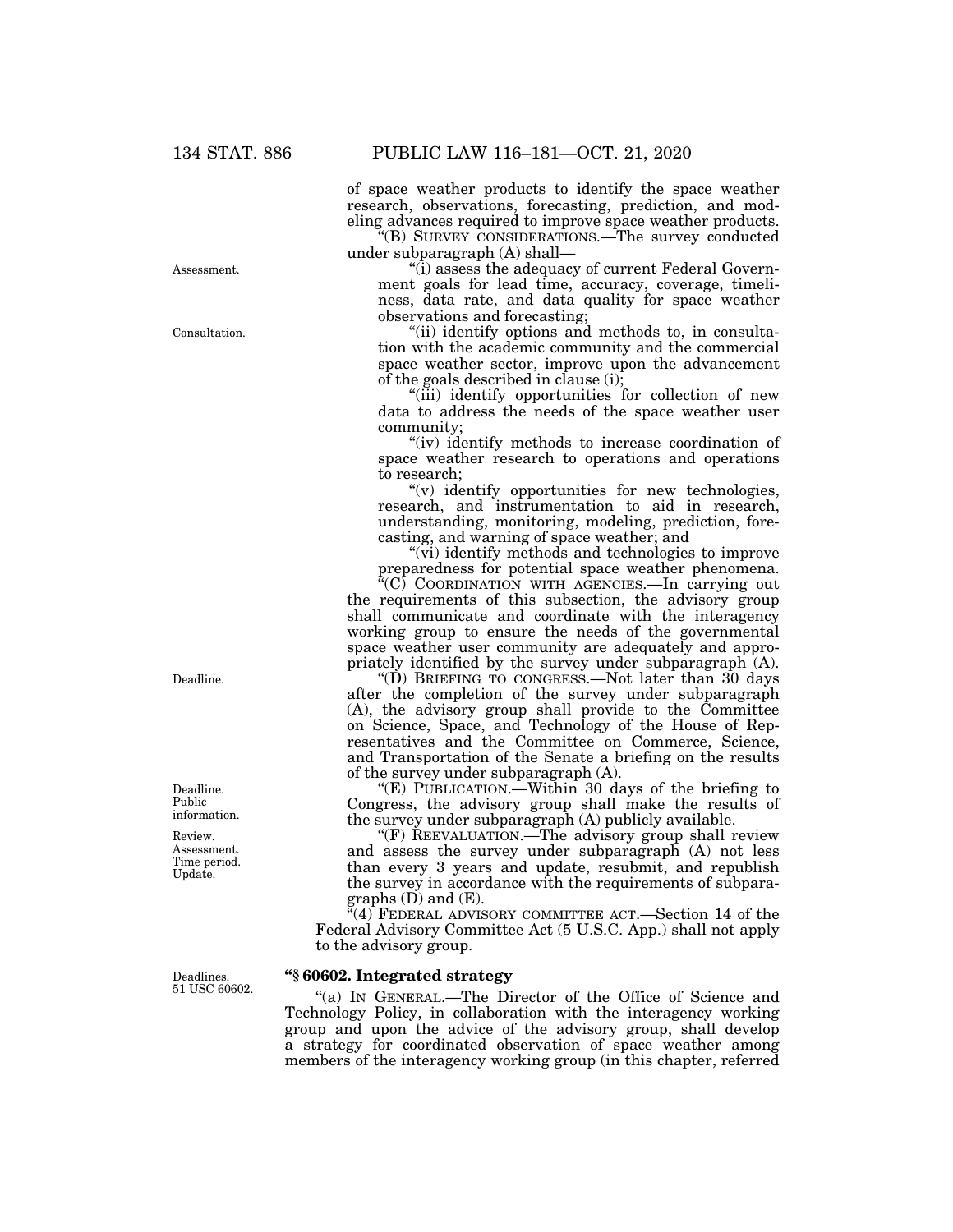of space weather products to identify the space weather research, observations, forecasting, prediction, and modeling advances required to improve space weather products.

"(B) SURVEY CONSIDERATIONS.—The survey conducted under subparagraph (A) shall—

"(i) assess the adequacy of current Federal Government goals for lead time, accuracy, coverage, timeliness, data rate, and data quality for space weather observations and forecasting;

"(ii) identify options and methods to, in consultation with the academic community and the commercial space weather sector, improve upon the advancement of the goals described in clause (i);

"(iii) identify opportunities for collection of new data to address the needs of the space weather user community;

"(iv) identify methods to increase coordination of space weather research to operations and operations to research;

"(v) identify opportunities for new technologies, research, and instrumentation to aid in research, understanding, monitoring, modeling, prediction, forecasting, and warning of space weather; and

"(vi) identify methods and technologies to improve preparedness for potential space weather phenomena.

"(C) COORDINATION WITH AGENCIES.—In carrying out the requirements of this subsection, the advisory group shall communicate and coordinate with the interagency working group to ensure the needs of the governmental space weather user community are adequately and appropriately identified by the survey under subparagraph (A).

"(D) BRIEFING TO CONGRESS.—Not later than 30 days after the completion of the survey under subparagraph (A), the advisory group shall provide to the Committee on Science, Space, and Technology of the House of Representatives and the Committee on Commerce, Science, and Transportation of the Senate a briefing on the results of the survey under subparagraph (A).

"(E) PUBLICATION.—Within 30 days of the briefing to Congress, the advisory group shall make the results of the survey under subparagraph (A) publicly available.

"(F) REEVALUATION.—The advisory group shall review and assess the survey under subparagraph (A) not less than every 3 years and update, resubmit, and republish the survey in accordance with the requirements of subparagraphs (D) and (E).

"(4) FEDERAL ADVISORY COMMITTEE ACT.—Section 14 of the Federal Advisory Committee Act (5 U.S.C. App.) shall not apply to the advisory group.

### "§ 60602. Integrated strategy

"(a) IN GENERAL.—The Director of the Office of Science and Technology Policy, in collaboration with the interagency working group and upon the advice of the advisory group, shall develop a strategy for coordinated observation of space weather among members of the interagency working group (in this chapter, referred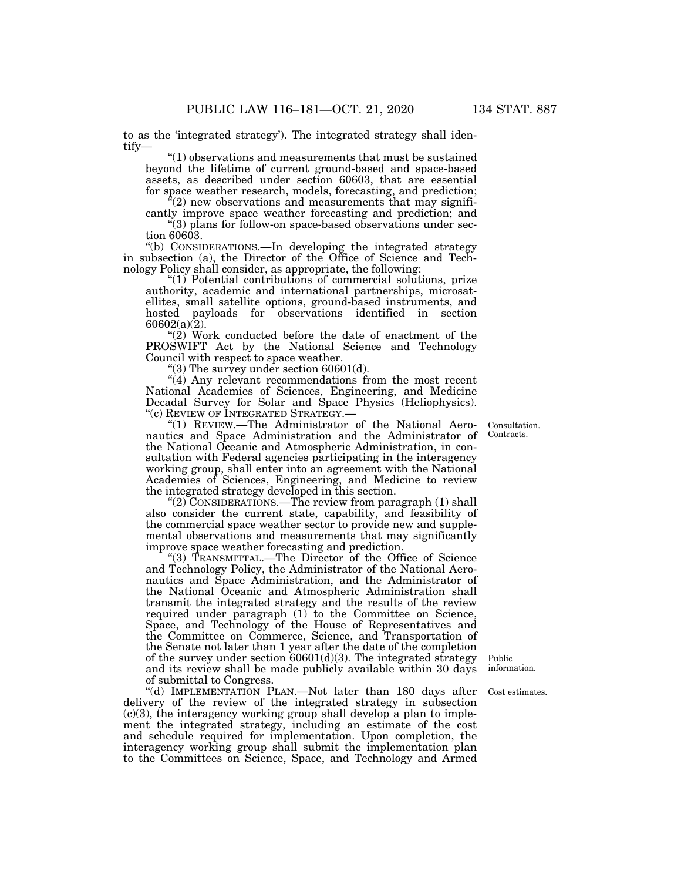to as the 'integrated strategy'). The integrated strategy shall identify—

"(1) observations and measurements that must be sustained beyond the lifetime of current ground-based and space-based assets, as described under section 60603, that are essential for space weather research, models, forecasting, and prediction;

"(2) new observations and measurements that may significantly improve space weather forecasting and prediction; and

"(3) plans for follow-on space-based observations under section 60603.

"(b) CONSIDERATIONS.—In developing the integrated strategy in subsection (a), the Director of the Office of Science and Technology Policy shall consider, as appropriate, the following:

"(1) Potential contributions of commercial solutions, prize authority, academic and international partnerships, microsatellites, small satellite options, ground-based instruments, and hosted payloads for observations identified in section 60602(a)(2).

"(2) Work conducted before the date of enactment of the PROSWIFT Act by the National Science and Technology Council with respect to space weather.

"(3) The survey under section 60601(d).

"(4) Any relevant recommendations from the most recent National Academies of Sciences, Engineering, and Medicine Decadal Survey for Solar and Space Physics (Heliophysics).

"(c) REVIEW OF INTEGRATED STRATEGY.—

"(1) REVIEW.—The Administrator of the National Aeronautics and Space Administration and the Administrator of the National Oceanic and Atmospheric Administration, in consultation with Federal agencies participating in the interagency working group, shall enter into an agreement with the National Academies of Sciences, Engineering, and Medicine to review the integrated strategy developed in this section.

Consultation. Contracts.

"(2) CONSIDERATIONS.—The review from paragraph (1) shall also consider the current state, capability, and feasibility of the commercial space weather sector to provide new and supplemental observations and measurements that may significantly improve space weather forecasting and prediction.

"(3) TRANSMITTAL.—The Director of the Office of Science and Technology Policy, the Administrator of the National Aeronautics and Space Administration, and the Administrator of the National Oceanic and Atmospheric Administration shall transmit the integrated strategy and the results of the review required under paragraph (1) to the Committee on Science, Space, and Technology of the House of Representatives and the Committee on Commerce, Science, and Transportation of the Senate not later than 1 year after the date of the completion of the survey under section 60601(d)(3). The integrated strategy and its review shall be made publicly available within 30 days of submittal to Congress.

Public information.

"(d) IMPLEMENTATION PLAN.—Not later than 180 days after delivery of the review of the integrated strategy in subsection (c)(3), the interagency working group shall develop a plan to implement the integrated strategy, including an estimate of the cost and schedule required for implementation. Upon completion, the interagency working group shall submit the implementation plan to the Committees on Science, Space, and Technology and Armed

Cost estimates.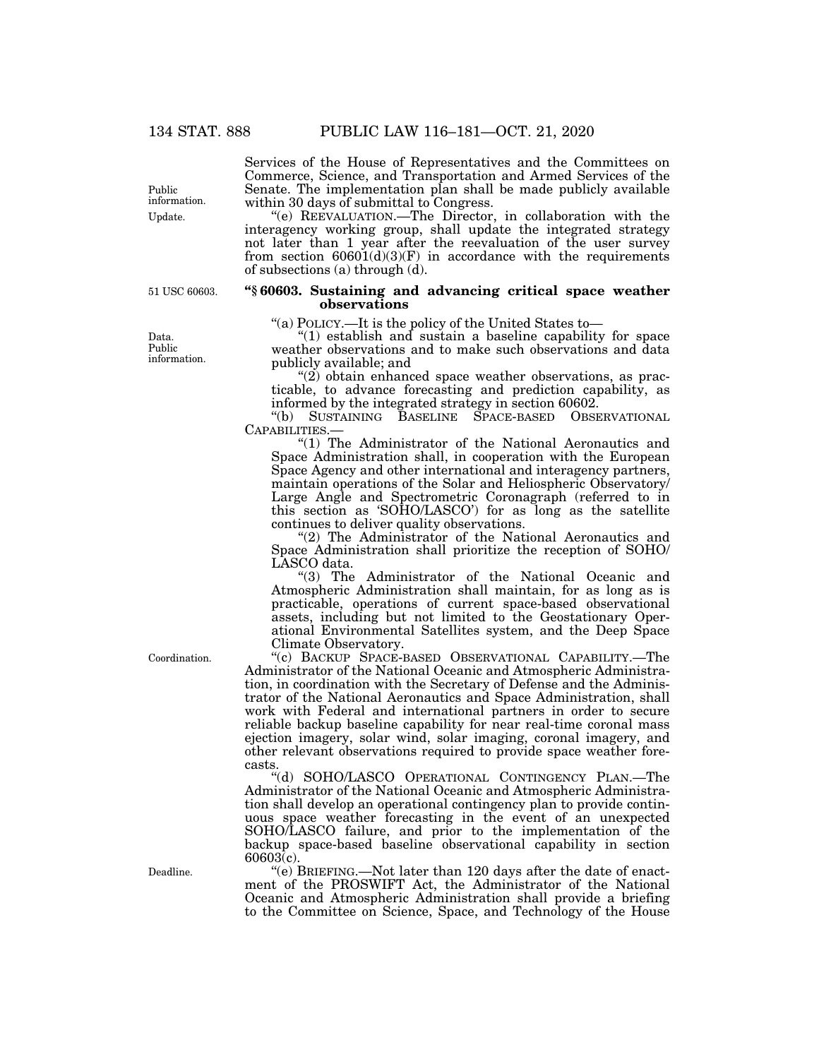Services of the House of Representatives and the Committees on Commerce, Science, and Transportation and Armed Services of the Senate. The implementation plan shall be made publicly available within 30 days of submittal to Congress.

"(e) REEVALUATION.—The Director, in collaboration with the interagency working group, shall update the integrated strategy not later than 1 year after the reevaluation of the user survey from section 60601(d)(3)(F) in accordance with the requirements of subsections (a) through (d).

### "§ 60603. Sustaining and advancing critical space weather observations

"(a) POLICY.—It is the policy of the United States to—

"(1) establish and sustain a baseline capability for space weather observations and to make such observations and data publicly available; and

"(2) obtain enhanced space weather observations, as practicable, to advance forecasting and prediction capability, as informed by the integrated strategy in section 60602.

"(b) SUSTAINING BASELINE SPACE-BASED OBSERVATIONAL CAPABILITIES.—

"(1) The Administrator of the National Aeronautics and Space Administration shall, in cooperation with the European Space Agency and other international and interagency partners, maintain operations of the Solar and Heliospheric Observatory/Large Angle and Spectrometric Coronagraph (referred to in this section as 'SOHO/LASCO') for as long as the satellite continues to deliver quality observations.

"(2) The Administrator of the National Aeronautics and Space Administration shall prioritize the reception of SOHO/LASCO data.

"(3) The Administrator of the National Oceanic and Atmospheric Administration shall maintain, for as long as is practicable, operations of current space-based observational assets, including but not limited to the Geostationary Operational Environmental Satellites system, and the Deep Space Climate Observatory.

"(c) BACKUP SPACE-BASED OBSERVATIONAL CAPABILITY.—The Administrator of the National Oceanic and Atmospheric Administration, in coordination with the Secretary of Defense and the Administrator of the National Aeronautics and Space Administration, shall work with Federal and international partners in order to secure reliable backup baseline capability for near real-time coronal mass ejection imagery, solar wind, solar imaging, coronal imagery, and other relevant observations required to provide space weather forecasts.

"(d) SOHO/LASCO OPERATIONAL CONTINGENCY PLAN.—The Administrator of the National Oceanic and Atmospheric Administration shall develop an operational contingency plan to provide continuous space weather forecasting in the event of an unexpected SOHO/LASCO failure, and prior to the implementation of the backup space-based baseline observational capability in section 60603(c).

"(e) BRIEFING.—Not later than 120 days after the date of enactment of the PROSWIFT Act, the Administrator of the National Oceanic and Atmospheric Administration shall provide a briefing to the Committee on Science, Space, and Technology of the House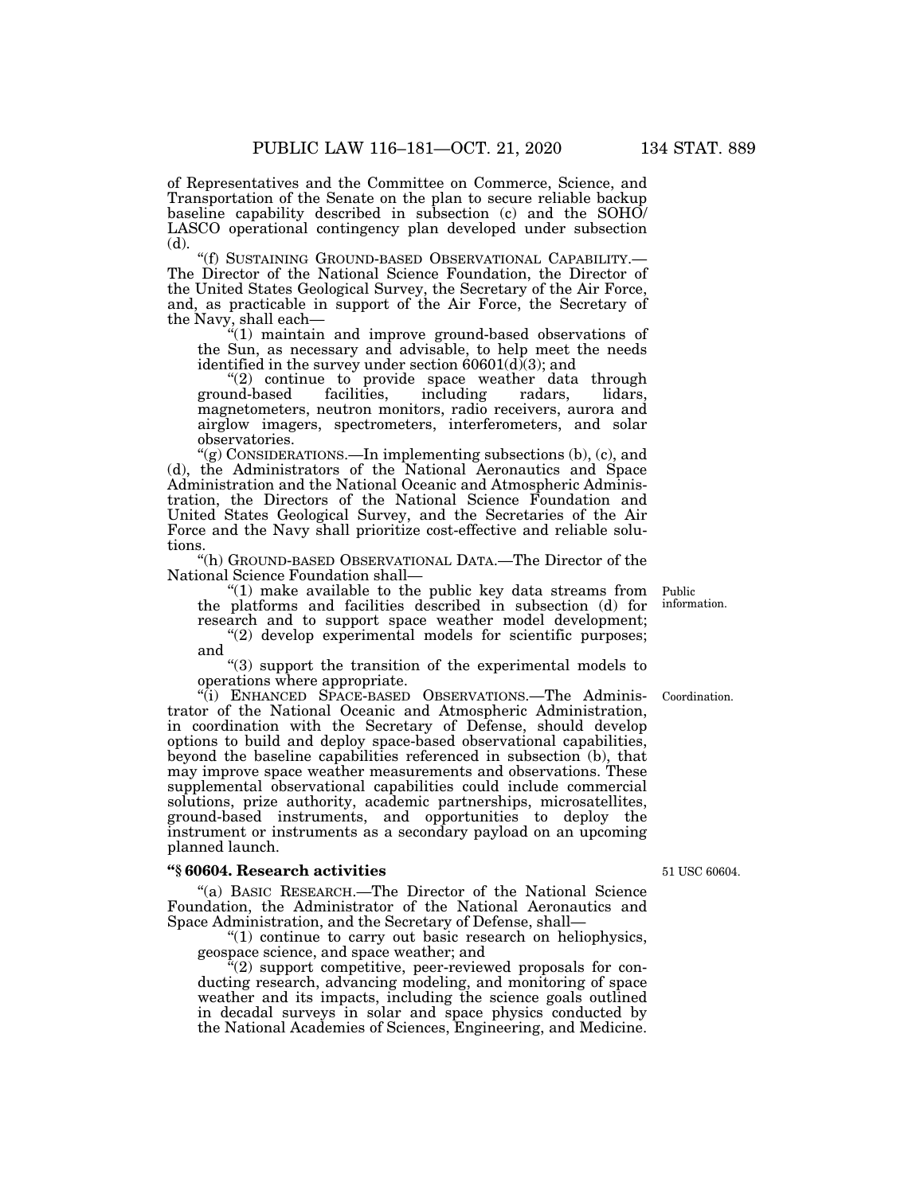of Representatives and the Committee on Commerce, Science, and Transportation of the Senate on the plan to secure reliable backup baseline capability described in subsection (c) and the SOHO/LASCO operational contingency plan developed under subsection (d).

"(f) SUSTAINING GROUND-BASED OBSERVATIONAL CAPABILITY.—The Director of the National Science Foundation, the Director of the United States Geological Survey, the Secretary of the Air Force, and, as practicable in support of the Air Force, the Secretary of the Navy, shall each—

"(1) maintain and improve ground-based observations of the Sun, as necessary and advisable, to help meet the needs identified in the survey under section 60601(d)(3); and

"(2) continue to provide space weather data through ground-based facilities, including radars, lidars, magnetometers, neutron monitors, radio receivers, aurora and airglow imagers, spectrometers, interferometers, and solar observatories.

"(g) CONSIDERATIONS.—In implementing subsections (b), (c), and (d), the Administrators of the National Aeronautics and Space Administration and the National Oceanic and Atmospheric Administration, the Directors of the National Science Foundation and United States Geological Survey, and the Secretaries of the Air Force and the Navy shall prioritize cost-effective and reliable solutions.

"(h) GROUND-BASED OBSERVATIONAL DATA.—The Director of the National Science Foundation shall—

Public information.

"(1) make available to the public key data streams from the platforms and facilities described in subsection (d) for research and to support space weather model development;

"(2) develop experimental models for scientific purposes; and

"(3) support the transition of the experimental models to operations where appropriate.

Coordination.

"(i) ENHANCED SPACE-BASED OBSERVATIONS.—The Administrator of the National Oceanic and Atmospheric Administration, in coordination with the Secretary of Defense, should develop options to build and deploy space-based observational capabilities, beyond the baseline capabilities referenced in subsection (b), that may improve space weather measurements and observations. These supplemental observational capabilities could include commercial solutions, prize authority, academic partnerships, microsatellites, ground-based instruments, and opportunities to deploy the instrument or instruments as a secondary payload on an upcoming planned launch.

### "§ 60604. Research activities

51 USC 60604.

"(a) BASIC RESEARCH.—The Director of the National Science Foundation, the Administrator of the National Aeronautics and Space Administration, and the Secretary of Defense, shall—

"(1) continue to carry out basic research on heliophysics, geospace science, and space weather; and

"(2) support competitive, peer-reviewed proposals for conducting research, advancing modeling, and monitoring of space weather and its impacts, including the science goals outlined in decadal surveys in solar and space physics conducted by the National Academies of Sciences, Engineering, and Medicine.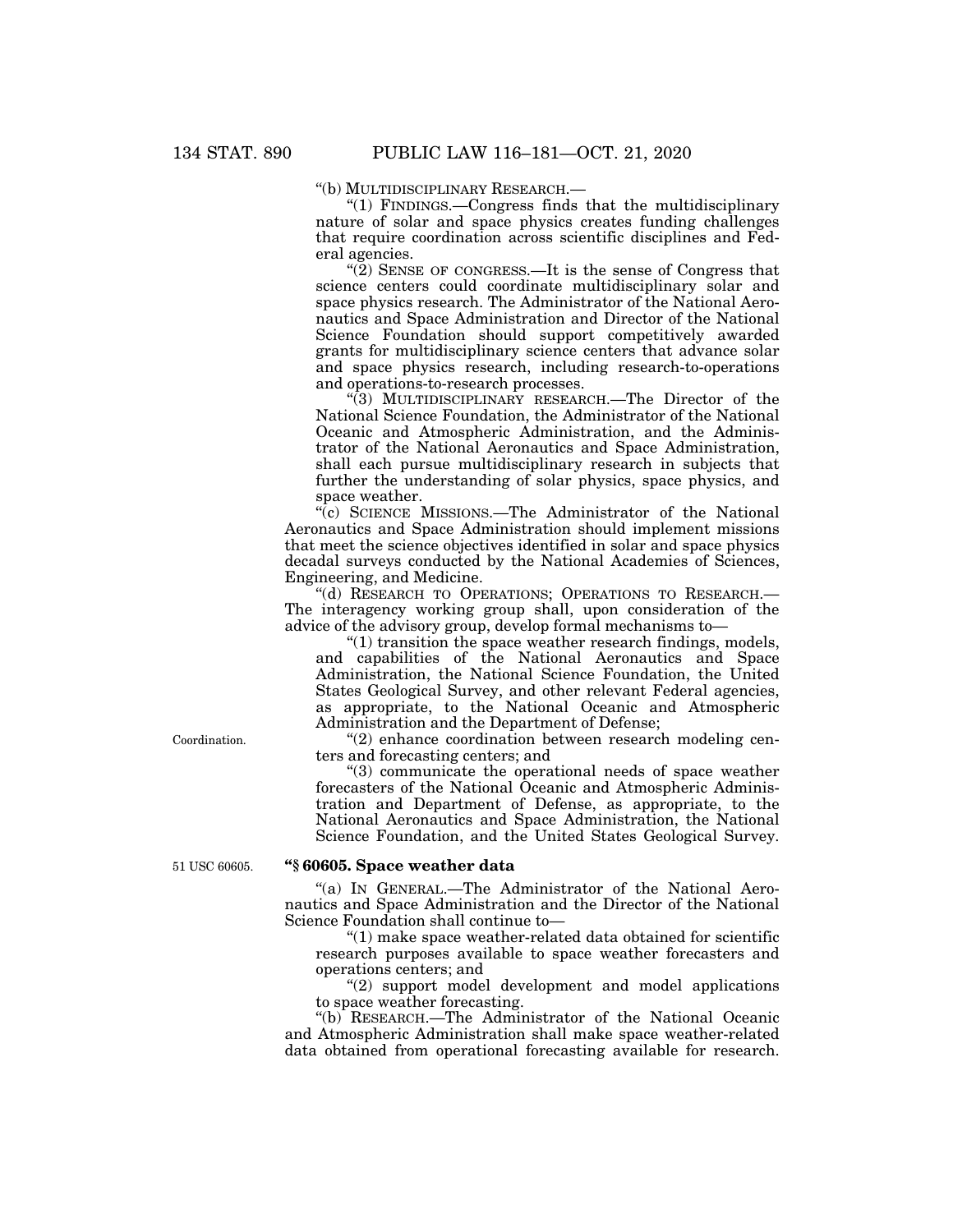"(b) MULTIDISCIPLINARY RESEARCH.—

"(1) FINDINGS.—Congress finds that the multidisciplinary nature of solar and space physics creates funding challenges that require coordination across scientific disciplines and Federal agencies.

"(2) SENSE OF CONGRESS.—It is the sense of Congress that science centers could coordinate multidisciplinary solar and space physics research. The Administrator of the National Aeronautics and Space Administration and Director of the National Science Foundation should support competitively awarded grants for multidisciplinary science centers that advance solar and space physics research, including research-to-operations and operations-to-research processes.

"(3) MULTIDISCIPLINARY RESEARCH.—The Director of the National Science Foundation, the Administrator of the National Oceanic and Atmospheric Administration, and the Administrator of the National Aeronautics and Space Administration, shall each pursue multidisciplinary research in subjects that further the understanding of solar physics, space physics, and space weather.

"(c) SCIENCE MISSIONS.—The Administrator of the National Aeronautics and Space Administration should implement missions that meet the science objectives identified in solar and space physics decadal surveys conducted by the National Academies of Sciences, Engineering, and Medicine.

"(d) RESEARCH TO OPERATIONS; OPERATIONS TO RESEARCH.—The interagency working group shall, upon consideration of the advice of the advisory group, develop formal mechanisms to—

"(1) transition the space weather research findings, models, and capabilities of the National Aeronautics and Space Administration, the National Science Foundation, the United States Geological Survey, and other relevant Federal agencies, as appropriate, to the National Oceanic and Atmospheric Administration and the Department of Defense;

Coordination.

"(2) enhance coordination between research modeling centers and forecasting centers; and

"(3) communicate the operational needs of space weather forecasters of the National Oceanic and Atmospheric Administration and Department of Defense, as appropriate, to the National Aeronautics and Space Administration, the National Science Foundation, and the United States Geological Survey.

51 USC 60605.

### "§ 60605. Space weather data

"(a) IN GENERAL.—The Administrator of the National Aeronautics and Space Administration and the Director of the National Science Foundation shall continue to—

"(1) make space weather-related data obtained for scientific research purposes available to space weather forecasters and operations centers; and

"(2) support model development and model applications to space weather forecasting.

"(b) RESEARCH.—The Administrator of the National Oceanic and Atmospheric Administration shall make space weather-related data obtained from operational forecasting available for research.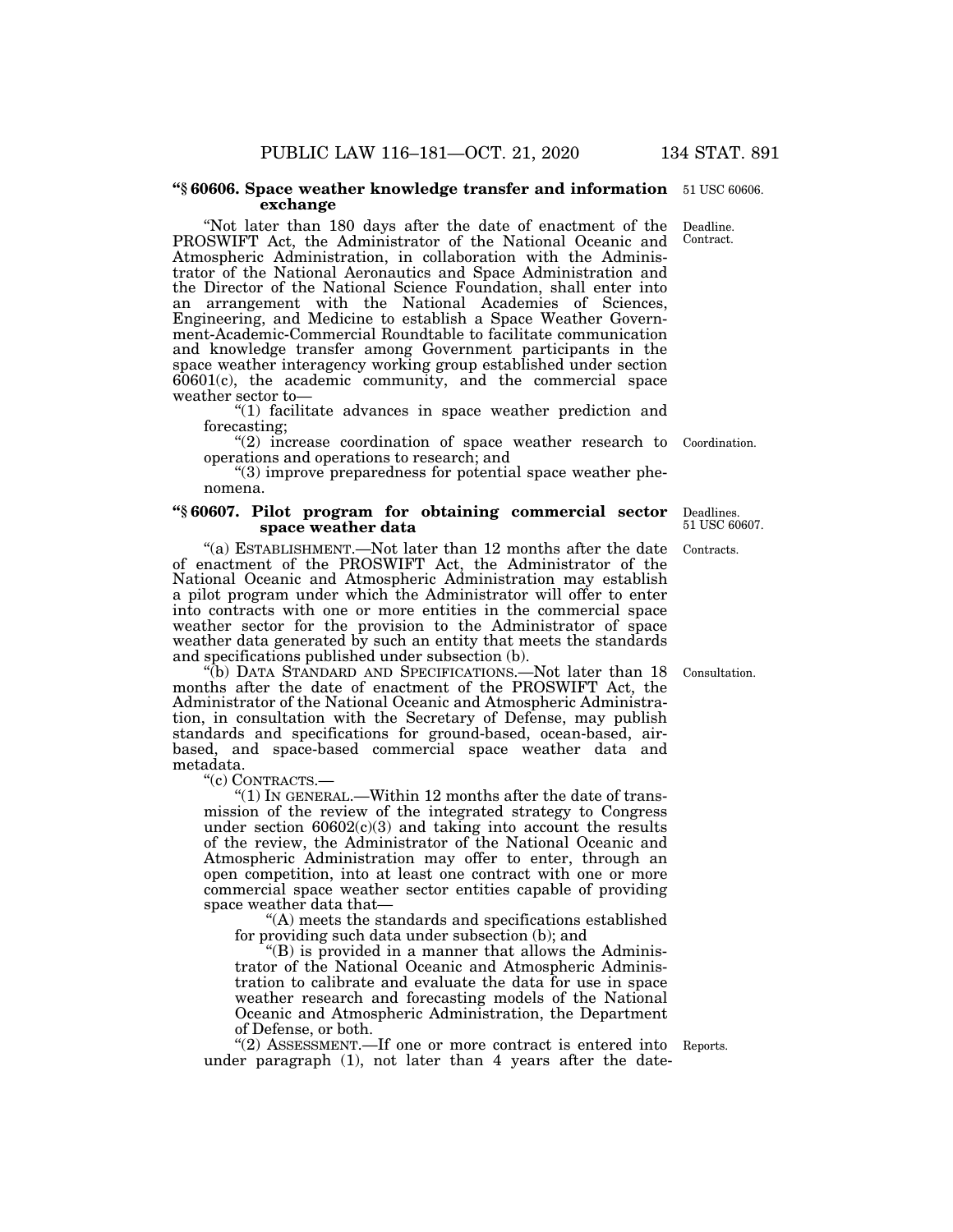**"§ 60606. Space weather knowledge transfer and information exchange**

51 USC 60606.

Deadline. Contract.

"Not later than 180 days after the date of enactment of the PROSWIFT Act, the Administrator of the National Oceanic and Atmospheric Administration, in collaboration with the Administrator of the National Aeronautics and Space Administration and the Director of the National Science Foundation, shall enter into an arrangement with the National Academies of Sciences, Engineering, and Medicine to establish a Space Weather Government-Academic-Commercial Roundtable to facilitate communication and knowledge transfer among Government participants in the space weather interagency working group established under section 60601(c), the academic community, and the commercial space weather sector to—

"(1) facilitate advances in space weather prediction and forecasting;

"(2) increase coordination of space weather research to operations and operations to research; and

Coordination.

"(3) improve preparedness for potential space weather phenomena.

**"§ 60607. Pilot program for obtaining commercial sector space weather data**

Deadlines. 51 USC 60607.

Contracts.

"(a) ESTABLISHMENT.—Not later than 12 months after the date of enactment of the PROSWIFT Act, the Administrator of the National Oceanic and Atmospheric Administration may establish a pilot program under which the Administrator will offer to enter into contracts with one or more entities in the commercial space weather sector for the provision to the Administrator of space weather data generated by such an entity that meets the standards and specifications published under subsection (b).

Consultation.

"(b) DATA STANDARD AND SPECIFICATIONS.—Not later than 18 months after the date of enactment of the PROSWIFT Act, the Administrator of the National Oceanic and Atmospheric Administration, in consultation with the Secretary of Defense, may publish standards and specifications for ground-based, ocean-based, air-based, and space-based commercial space weather data and metadata.

"(c) CONTRACTS.—

"(1) IN GENERAL.—Within 12 months after the date of transmission of the review of the integrated strategy to Congress under section 60602(c)(3) and taking into account the results of the review, the Administrator of the National Oceanic and Atmospheric Administration may offer to enter, through an open competition, into at least one contract with one or more commercial space weather sector entities capable of providing space weather data that—

"(A) meets the standards and specifications established for providing such data under subsection (b); and

"(B) is provided in a manner that allows the Administrator of the National Oceanic and Atmospheric Administration to calibrate and evaluate the data for use in space weather research and forecasting models of the National Oceanic and Atmospheric Administration, the Department of Defense, or both.

Reports.

"(2) ASSESSMENT.—If one or more contract is entered into under paragraph (1), not later than 4 years after the date-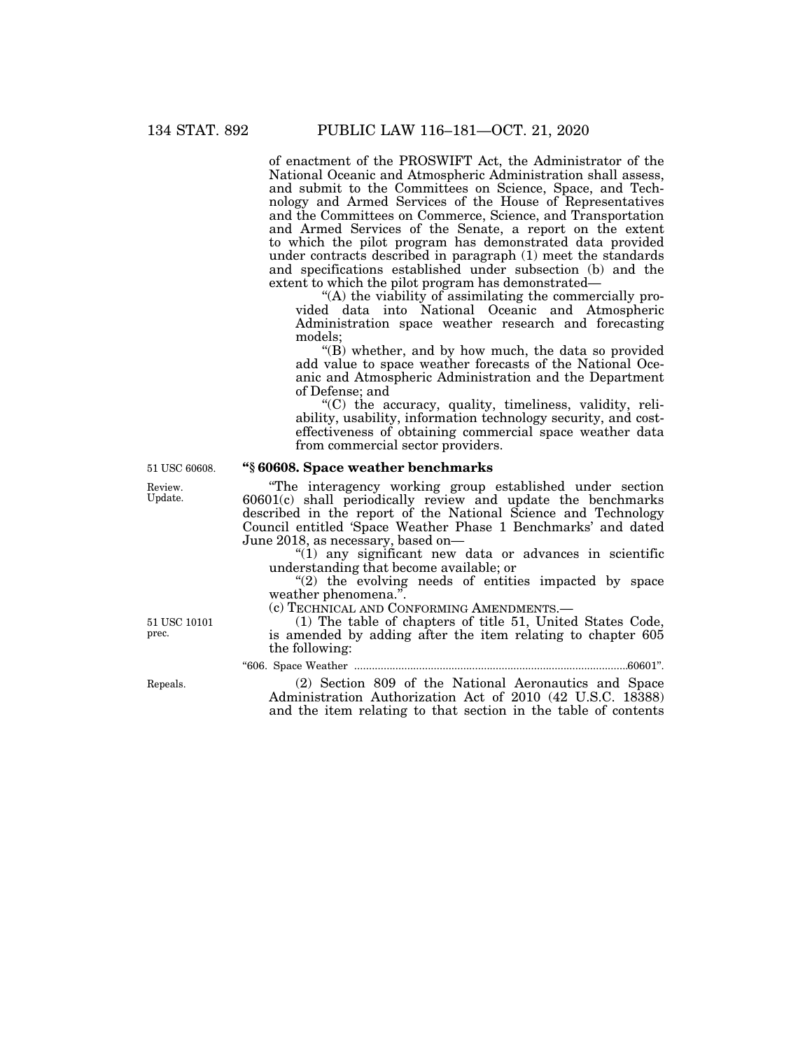of enactment of the PROSWIFT Act, the Administrator of the National Oceanic and Atmospheric Administration shall assess, and submit to the Committees on Science, Space, and Technology and Armed Services of the House of Representatives and the Committees on Commerce, Science, and Transportation and Armed Services of the Senate, a report on the extent to which the pilot program has demonstrated data provided under contracts described in paragraph (1) meet the standards and specifications established under subsection (b) and the extent to which the pilot program has demonstrated—

"(A) the viability of assimilating the commercially provided data into National Oceanic and Atmospheric Administration space weather research and forecasting models;

"(B) whether, and by how much, the data so provided add value to space weather forecasts of the National Oceanic and Atmospheric Administration and the Department of Defense; and

"(C) the accuracy, quality, timeliness, validity, reliability, usability, information technology security, and cost-effectiveness of obtaining commercial space weather data from commercial sector providers.

51 USC 60608.

**"§ 60608. Space weather benchmarks**

Review. Update.

"The interagency working group established under section 60601(c) shall periodically review and update the benchmarks described in the report of the National Science and Technology Council entitled 'Space Weather Phase 1 Benchmarks' and dated June 2018, as necessary, based on—

"(1) any significant new data or advances in scientific understanding that become available; or

"(2) the evolving needs of entities impacted by space weather phenomena.".

(c) TECHNICAL AND CONFORMING AMENDMENTS.—

51 USC 10101 prec.

(1) The table of chapters of title 51, United States Code, is amended by adding after the item relating to chapter 605 the following:

"606. Space Weather ..........60601".

Repeals.

(2) Section 809 of the National Aeronautics and Space Administration Authorization Act of 2010 (42 U.S.C. 18388) and the item relating to that section in the table of contents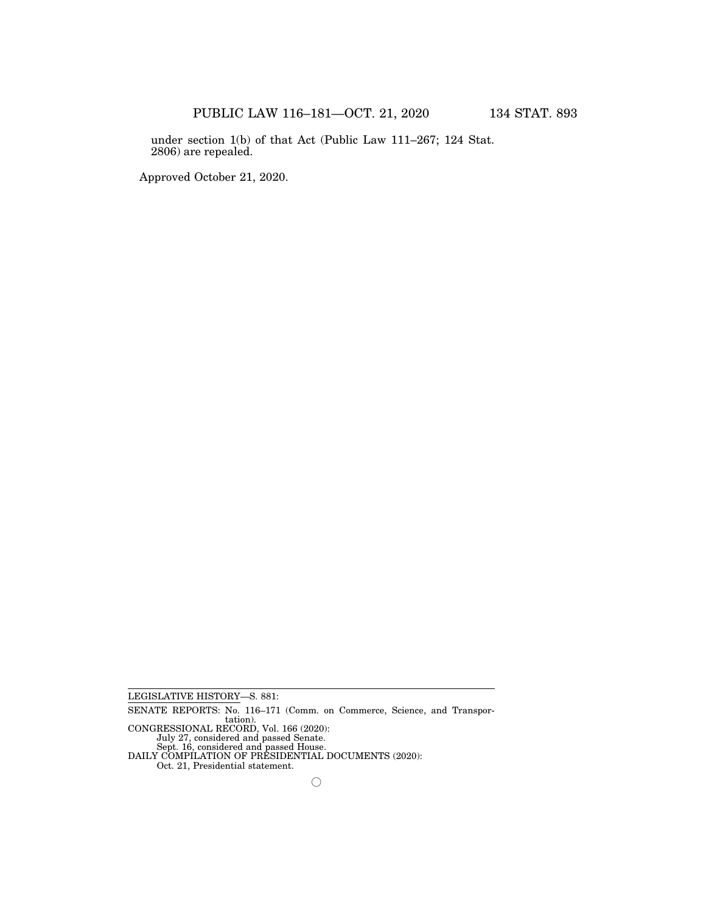under section 1(b) of that Act (Public Law 111–267; 124 Stat. 2806) are repealed.

Approved October 21, 2020.

---

LEGISLATIVE HISTORY—S. 881:

SENATE REPORTS: No. 116–171 (Comm. on Commerce, Science, and Transportation).

CONGRESSIONAL RECORD, Vol. 166 (2020):

July 27, considered and passed Senate.

Sept. 16, considered and passed House.

DAILY COMPILATION OF PRESIDENTIAL DOCUMENTS (2020):

Oct. 21, Presidential statement.